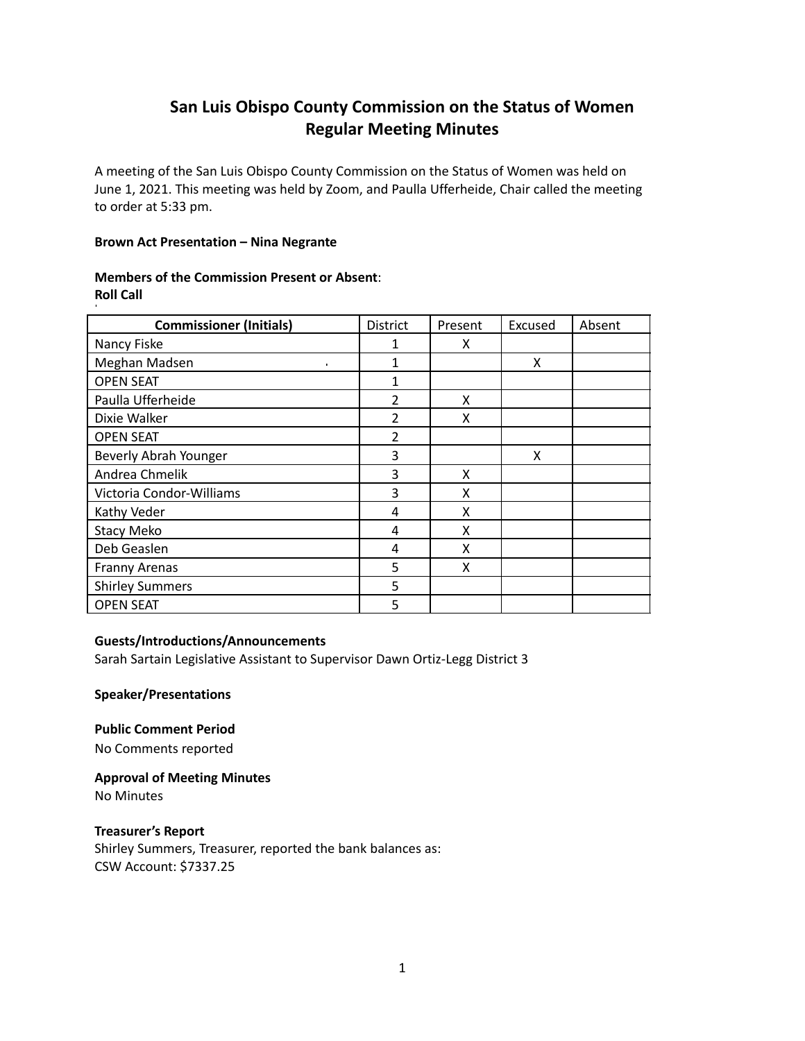# San Luis Obispo County Commission on the Status of Women
## Regular Meeting Minutes

A meeting of the San Luis Obispo County Commission on the Status of Women was held on June 1, 2021. This meeting was held by Zoom, and Paulla Ufferheide, Chair called the meeting to order at 5:33 pm.

**Brown Act Presentation – Nina Negrante**

**Members of the Commission Present or Absent**:
**Roll Call**

| Commissioner (Initials) | District | Present | Excused | Absent |
|---|---|---|---|---|
| Nancy Fiske | 1 | X | | |
| Meghan Madsen | 1 | | X | |
| OPEN SEAT | 1 | | | |
| Paulla Ufferheide | 2 | X | | |
| Dixie Walker | 2 | X | | |
| OPEN SEAT | 2 | | | |
| Beverly Abrah Younger | 3 | | X | |
| Andrea Chmelik | 3 | X | | |
| Victoria Condor-Williams | 3 | X | | |
| Kathy Veder | 4 | X | | |
| Stacy Meko | 4 | X | | |
| Deb Geaslen | 4 | X | | |
| Franny Arenas | 5 | X | | |
| Shirley Summers | 5 | | | |
| OPEN SEAT | 5 | | | |

**Guests/Introductions/Announcements**
Sarah Sartain Legislative Assistant to Supervisor Dawn Ortiz-Legg District 3

**Speaker/Presentations**

**Public Comment Period**
No Comments reported

**Approval of Meeting Minutes**
No Minutes

**Treasurer's Report**
Shirley Summers, Treasurer, reported the bank balances as:
CSW Account: $7337.25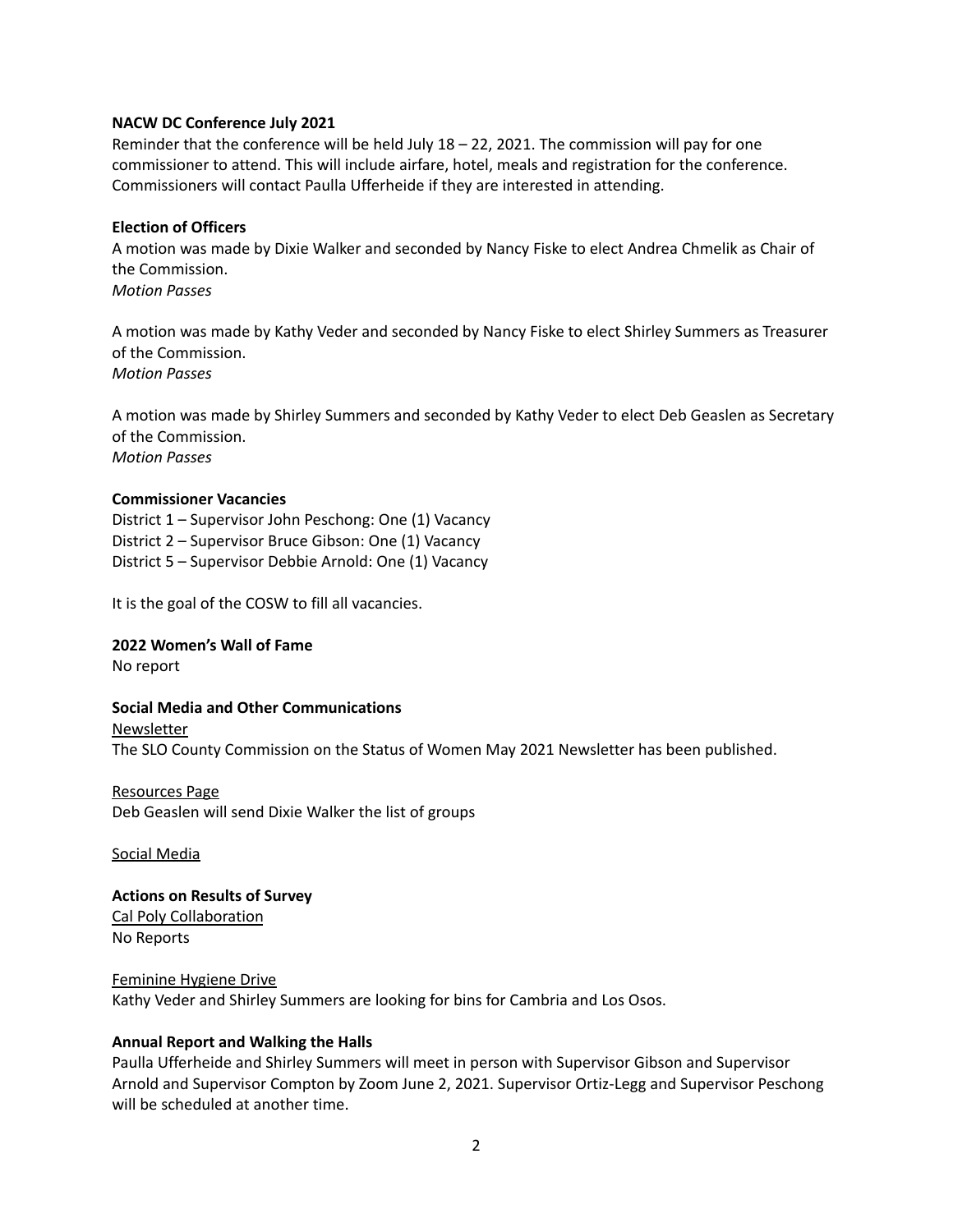**NACW DC Conference July 2021**

Reminder that the conference will be held July 18 – 22, 2021. The commission will pay for one commissioner to attend. This will include airfare, hotel, meals and registration for the conference. Commissioners will contact Paulla Ufferheide if they are interested in attending.

**Election of Officers**

A motion was made by Dixie Walker and seconded by Nancy Fiske to elect Andrea Chmelik as Chair of the Commission.
*Motion Passes*

A motion was made by Kathy Veder and seconded by Nancy Fiske to elect Shirley Summers as Treasurer of the Commission.
*Motion Passes*

A motion was made by Shirley Summers and seconded by Kathy Veder to elect Deb Geaslen as Secretary of the Commission.
*Motion Passes*

**Commissioner Vacancies**

District 1 – Supervisor John Peschong: One (1) Vacancy
District 2 – Supervisor Bruce Gibson: One (1) Vacancy
District 5 – Supervisor Debbie Arnold: One (1) Vacancy

It is the goal of the COSW to fill all vacancies.

**2022 Women's Wall of Fame**

No report

**Social Media and Other Communications**

<u>Newsletter</u>
The SLO County Commission on the Status of Women May 2021 Newsletter has been published.

<u>Resources Page</u>
Deb Geaslen will send Dixie Walker the list of groups

<u>Social Media</u>

**Actions on Results of Survey**

<u>Cal Poly Collaboration</u>
No Reports

<u>Feminine Hygiene Drive</u>
Kathy Veder and Shirley Summers are looking for bins for Cambria and Los Osos.

**Annual Report and Walking the Halls**

Paulla Ufferheide and Shirley Summers will meet in person with Supervisor Gibson and Supervisor Arnold and Supervisor Compton by Zoom June 2, 2021. Supervisor Ortiz-Legg and Supervisor Peschong will be scheduled at another time.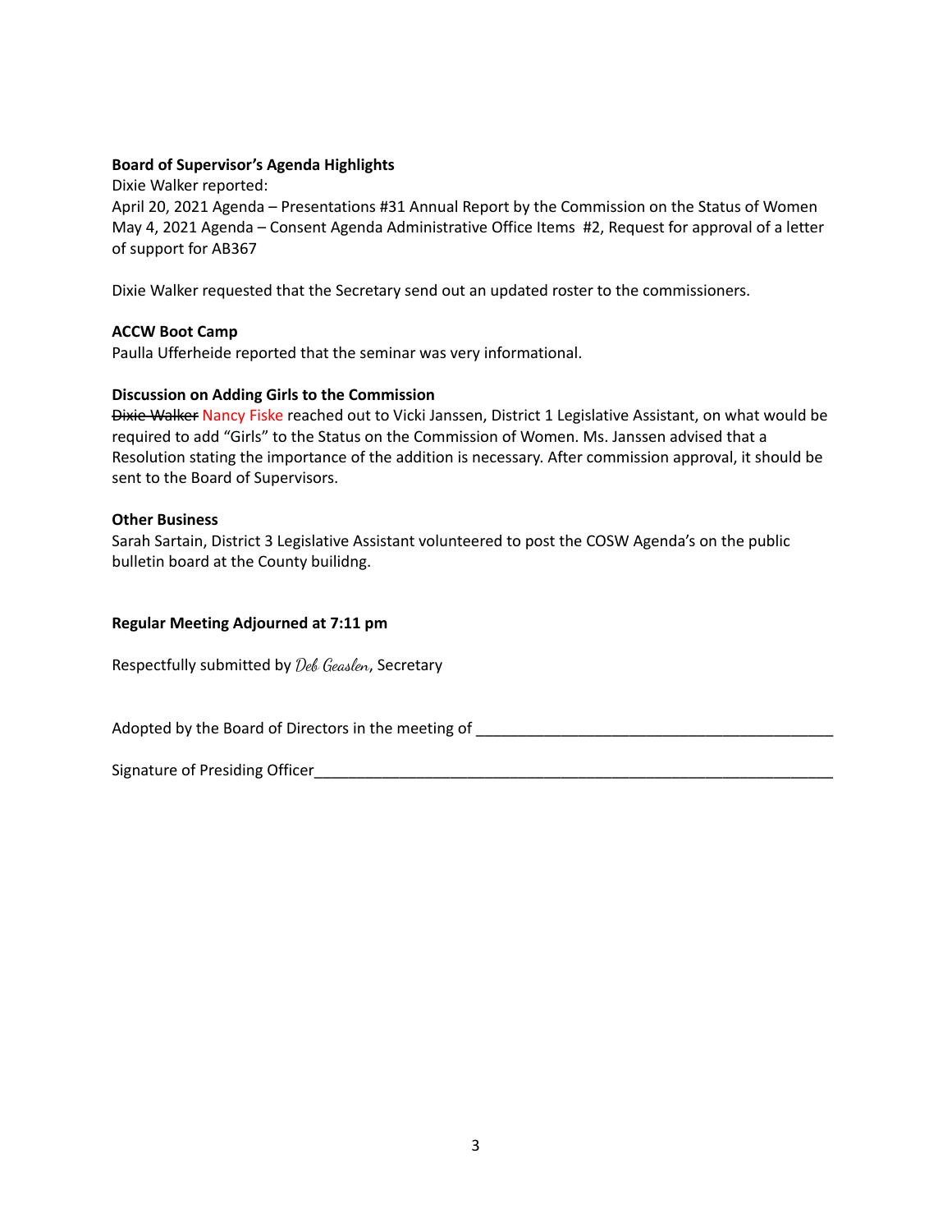**Board of Supervisor's Agenda Highlights**

Dixie Walker reported:

April 20, 2021 Agenda – Presentations #31 Annual Report by the Commission on the Status of Women

May 4, 2021 Agenda – Consent Agenda Administrative Office Items #2, Request for approval of a letter of support for AB367

Dixie Walker requested that the Secretary send out an updated roster to the commissioners.

**ACCW Boot Camp**

Paulla Ufferheide reported that the seminar was very informational.

**Discussion on Adding Girls to the Commission**

~~Dixie Walker~~ Nancy Fiske reached out to Vicki Janssen, District 1 Legislative Assistant, on what would be required to add "Girls" to the Status on the Commission of Women. Ms. Janssen advised that a Resolution stating the importance of the addition is necessary. After commission approval, it should be sent to the Board of Supervisors.

**Other Business**

Sarah Sartain, District 3 Legislative Assistant volunteered to post the COSW Agenda's on the public bulletin board at the County builidng.

**Regular Meeting Adjourned at 7:11 pm**

Respectfully submitted by *Deb Geaslen*, Secretary

Adopted by the Board of Directors in the meeting of ___________________________________________

Signature of Presiding Officer________________________________________________________________